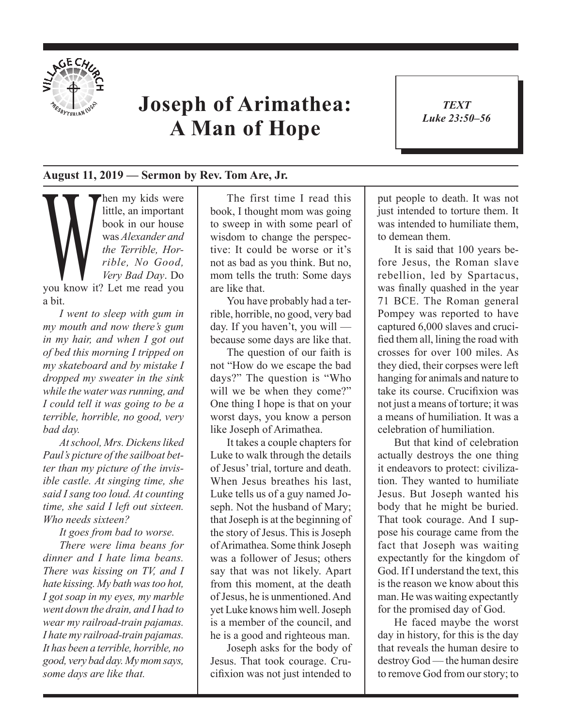# Joseph of Arimathea: A Man of Hope

***TEXT***
***Luke 23:50–56***

**August 11, 2019 — Sermon by Rev. Tom Are, Jr.**

When my kids were little, an important book in our house was *Alexander and the Terrible, Horrible, No Good, Very Bad Day*. Do you know it? Let me read you a bit.

*I went to sleep with gum in my mouth and now there's gum in my hair, and when I got out of bed this morning I tripped on my skateboard and by mistake I dropped my sweater in the sink while the water was running, and I could tell it was going to be a terrible, horrible, no good, very bad day.*

*At school, Mrs. Dickens liked Paul's picture of the sailboat better than my picture of the invisible castle. At singing time, she said I sang too loud. At counting time, she said I left out sixteen. Who needs sixteen?*

*It goes from bad to worse.*

*There were lima beans for dinner and I hate lima beans. There was kissing on TV, and I hate kissing. My bath was too hot, I got soap in my eyes, my marble went down the drain, and I had to wear my railroad-train pajamas. I hate my railroad-train pajamas. It has been a terrible, horrible, no good, very bad day. My mom says, some days are like that.*

The first time I read this book, I thought mom was going to sweep in with some pearl of wisdom to change the perspective: It could be worse or it's not as bad as you think. But no, mom tells the truth: Some days are like that.

You have probably had a terrible, horrible, no good, very bad day. If you haven't, you will — because some days are like that.

The question of our faith is not "How do we escape the bad days?" The question is "Who will we be when they come?" One thing I hope is that on your worst days, you know a person like Joseph of Arimathea.

It takes a couple chapters for Luke to walk through the details of Jesus' trial, torture and death. When Jesus breathes his last, Luke tells us of a guy named Joseph. Not the husband of Mary; that Joseph is at the beginning of the story of Jesus. This is Joseph of Arimathea. Some think Joseph was a follower of Jesus; others say that was not likely. Apart from this moment, at the death of Jesus, he is unmentioned. And yet Luke knows him well. Joseph is a member of the council, and he is a good and righteous man.

Joseph asks for the body of Jesus. That took courage. Crucifixion was not just intended to put people to death. It was not just intended to torture them. It was intended to humiliate them, to demean them.

It is said that 100 years before Jesus, the Roman slave rebellion, led by Spartacus, was finally quashed in the year 71 BCE. The Roman general Pompey was reported to have captured 6,000 slaves and crucified them all, lining the road with crosses for over 100 miles. As they died, their corpses were left hanging for animals and nature to take its course. Crucifixion was not just a means of torture; it was a means of humiliation. It was a celebration of humiliation.

But that kind of celebration actually destroys the one thing it endeavors to protect: civilization. They wanted to humiliate Jesus. But Joseph wanted his body that he might be buried. That took courage. And I suppose his courage came from the fact that Joseph was waiting expectantly for the kingdom of God. If I understand the text, this is the reason we know about this man. He was waiting expectantly for the promised day of God.

He faced maybe the worst day in history, for this is the day that reveals the human desire to destroy God — the human desire to remove God from our story; to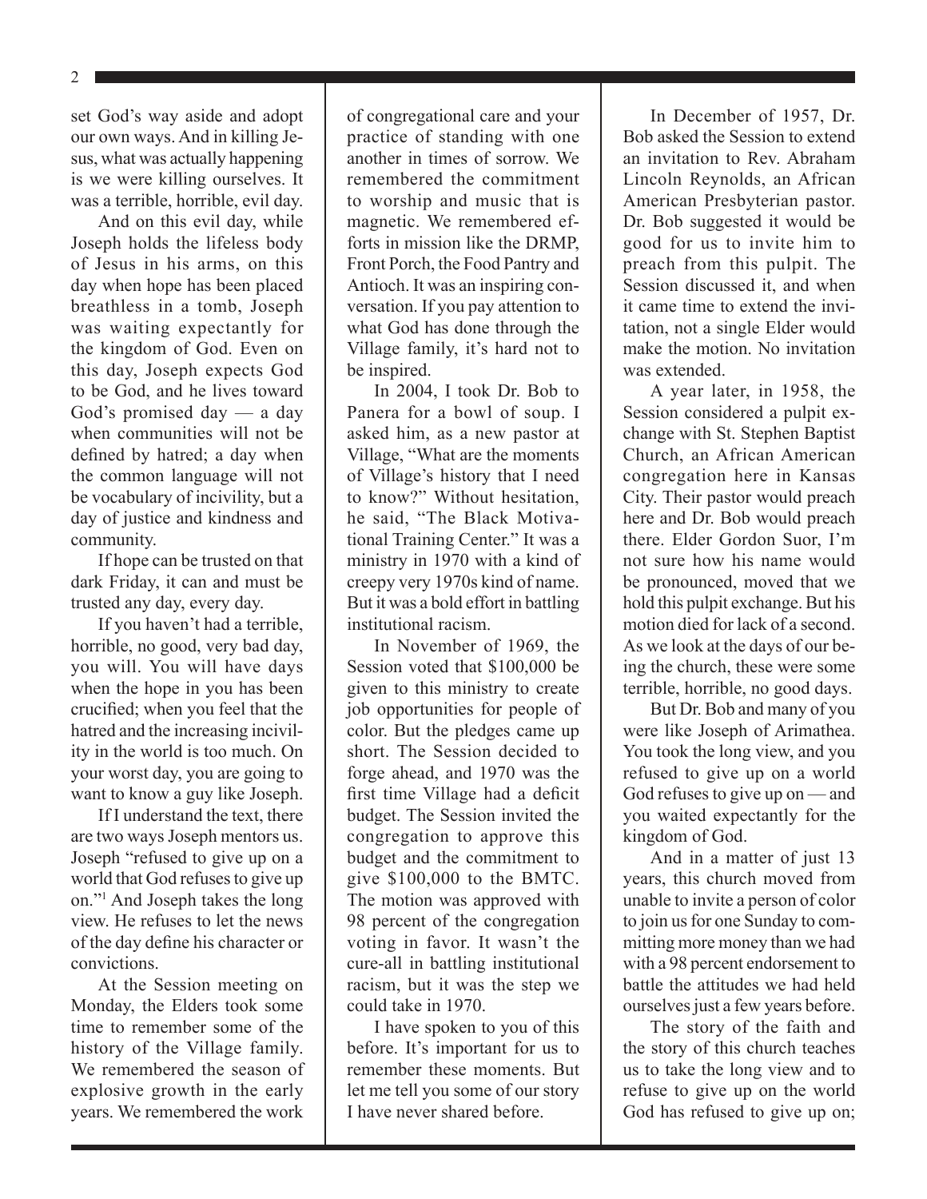set God's way aside and adopt our own ways. And in killing Jesus, what was actually happening is we were killing ourselves. It was a terrible, horrible, evil day.

And on this evil day, while Joseph holds the lifeless body of Jesus in his arms, on this day when hope has been placed breathless in a tomb, Joseph was waiting expectantly for the kingdom of God. Even on this day, Joseph expects God to be God, and he lives toward God's promised day — a day when communities will not be defined by hatred; a day when the common language will not be vocabulary of incivility, but a day of justice and kindness and community.

If hope can be trusted on that dark Friday, it can and must be trusted any day, every day.

If you haven't had a terrible, horrible, no good, very bad day, you will. You will have days when the hope in you has been crucified; when you feel that the hatred and the increasing incivility in the world is too much. On your worst day, you are going to want to know a guy like Joseph.

If I understand the text, there are two ways Joseph mentors us. Joseph "refused to give up on a world that God refuses to give up on."[1] And Joseph takes the long view. He refuses to let the news of the day define his character or convictions.

At the Session meeting on Monday, the Elders took some time to remember some of the history of the Village family. We remembered the season of explosive growth in the early years. We remembered the work of congregational care and your practice of standing with one another in times of sorrow. We remembered the commitment to worship and music that is magnetic. We remembered efforts in mission like the DRMP, Front Porch, the Food Pantry and Antioch. It was an inspiring conversation. If you pay attention to what God has done through the Village family, it's hard not to be inspired.

In 2004, I took Dr. Bob to Panera for a bowl of soup. I asked him, as a new pastor at Village, "What are the moments of Village's history that I need to know?" Without hesitation, he said, "The Black Motivational Training Center." It was a ministry in 1970 with a kind of creepy very 1970s kind of name. But it was a bold effort in battling institutional racism.

In November of 1969, the Session voted that $100,000 be given to this ministry to create job opportunities for people of color. But the pledges came up short. The Session decided to forge ahead, and 1970 was the first time Village had a deficit budget. The Session invited the congregation to approve this budget and the commitment to give $100,000 to the BMTC. The motion was approved with 98 percent of the congregation voting in favor. It wasn't the cure-all in battling institutional racism, but it was the step we could take in 1970.

I have spoken to you of this before. It's important for us to remember these moments. But let me tell you some of our story I have never shared before.

In December of 1957, Dr. Bob asked the Session to extend an invitation to Rev. Abraham Lincoln Reynolds, an African American Presbyterian pastor. Dr. Bob suggested it would be good for us to invite him to preach from this pulpit. The Session discussed it, and when it came time to extend the invitation, not a single Elder would make the motion. No invitation was extended.

A year later, in 1958, the Session considered a pulpit exchange with St. Stephen Baptist Church, an African American congregation here in Kansas City. Their pastor would preach here and Dr. Bob would preach there. Elder Gordon Suor, I'm not sure how his name would be pronounced, moved that we hold this pulpit exchange. But his motion died for lack of a second. As we look at the days of our being the church, these were some terrible, horrible, no good days.

But Dr. Bob and many of you were like Joseph of Arimathea. You took the long view, and you refused to give up on a world God refuses to give up on — and you waited expectantly for the kingdom of God.

And in a matter of just 13 years, this church moved from unable to invite a person of color to join us for one Sunday to committing more money than we had with a 98 percent endorsement to battle the attitudes we had held ourselves just a few years before.

The story of the faith and the story of this church teaches us to take the long view and to refuse to give up on the world God has refused to give up on;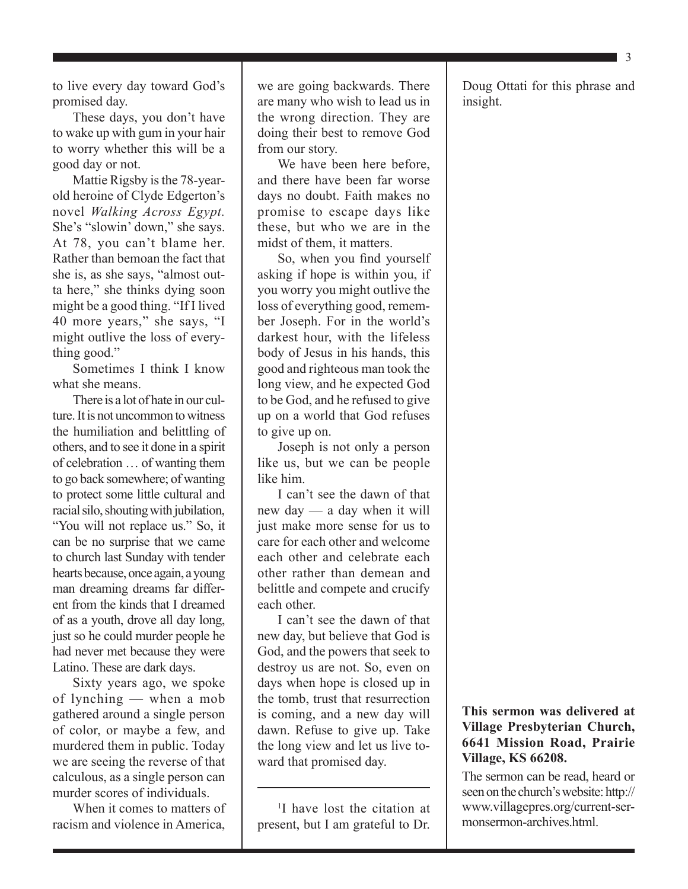to live every day toward God's promised day.

These days, you don't have to wake up with gum in your hair to worry whether this will be a good day or not.

Mattie Rigsby is the 78-year-old heroine of Clyde Edgerton's novel *Walking Across Egypt.* She's "slowin' down," she says. At 78, you can't blame her. Rather than bemoan the fact that she is, as she says, "almost outta here," she thinks dying soon might be a good thing. "If I lived 40 more years," she says, "I might outlive the loss of everything good."

Sometimes I think I know what she means.

There is a lot of hate in our culture. It is not uncommon to witness the humiliation and belittling of others, and to see it done in a spirit of celebration … of wanting them to go back somewhere; of wanting to protect some little cultural and racial silo, shouting with jubilation, "You will not replace us." So, it can be no surprise that we came to church last Sunday with tender hearts because, once again, a young man dreaming dreams far different from the kinds that I dreamed of as a youth, drove all day long, just so he could murder people he had never met because they were Latino. These are dark days.

Sixty years ago, we spoke of lynching — when a mob gathered around a single person of color, or maybe a few, and murdered them in public. Today we are seeing the reverse of that calculous, as a single person can murder scores of individuals.

When it comes to matters of racism and violence in America, we are going backwards. There are many who wish to lead us in the wrong direction. They are doing their best to remove God from our story.

We have been here before, and there have been far worse days no doubt. Faith makes no promise to escape days like these, but who we are in the midst of them, it matters.

So, when you find yourself asking if hope is within you, if you worry you might outlive the loss of everything good, remember Joseph. For in the world's darkest hour, with the lifeless body of Jesus in his hands, this good and righteous man took the long view, and he expected God to be God, and he refused to give up on a world that God refuses to give up on.

Joseph is not only a person like us, but we can be people like him.

I can't see the dawn of that new day — a day when it will just make more sense for us to care for each other and welcome each other and celebrate each other rather than demean and belittle and compete and crucify each other.

I can't see the dawn of that new day, but believe that God is God, and the powers that seek to destroy us are not. So, even on days when hope is closed up in the tomb, trust that resurrection is coming, and a new day will dawn. Refuse to give up. Take the long view and let us live toward that promised day.

---

[1] I have lost the citation at present, but I am grateful to Dr. Doug Ottati for this phrase and insight.

**This sermon was delivered at Village Presbyterian Church, 6641 Mission Road, Prairie Village, KS 66208.**

The sermon can be read, heard or seen on the church's website: http://www.villagepres.org/current-sermonsermon-archives.html.